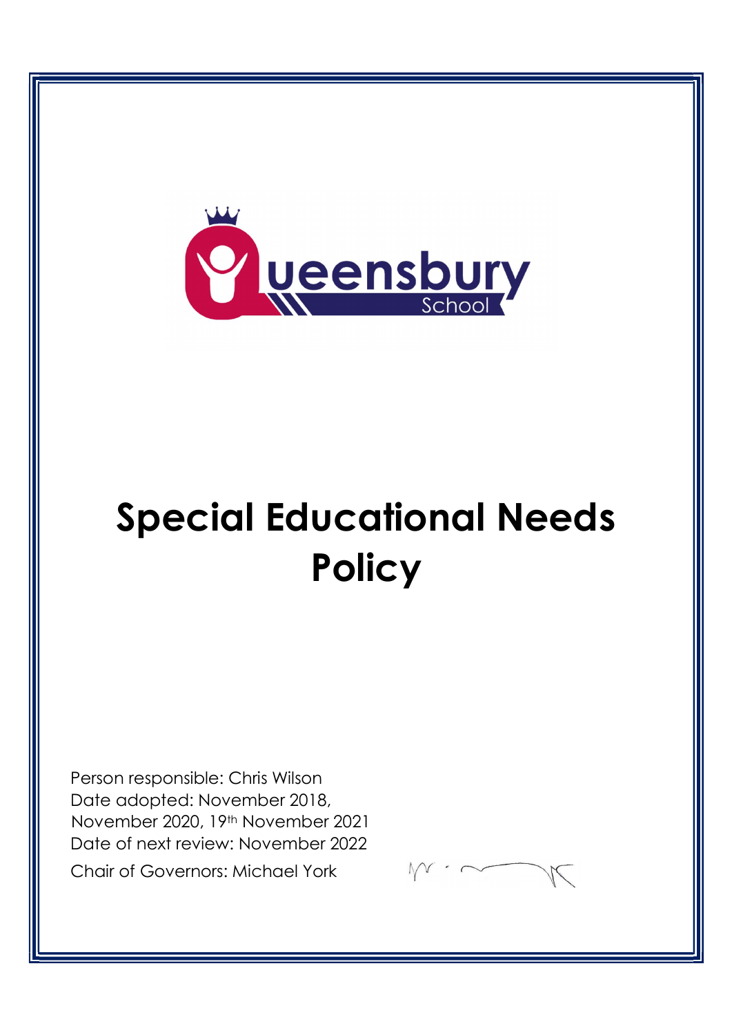# Special Educational Needs Policy

Person responsible: Chris Wilson
Date adopted: November 2018, November 2020, 19th November 2021
Date of next review: November 2022
Chair of Governors: Michael York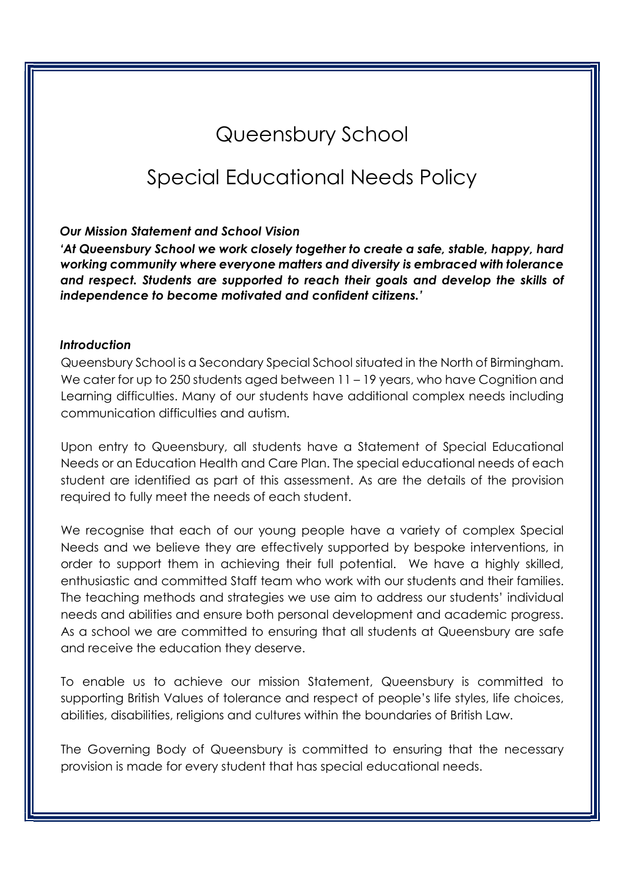# Queensbury School

## Special Educational Needs Policy

***Our Mission Statement and School Vision***

***'At Queensbury School we work closely together to create a safe, stable, happy, hard working community where everyone matters and diversity is embraced with tolerance and respect. Students are supported to reach their goals and develop the skills of independence to become motivated and confident citizens.'***

***Introduction***

Queensbury School is a Secondary Special School situated in the North of Birmingham. We cater for up to 250 students aged between 11 – 19 years, who have Cognition and Learning difficulties. Many of our students have additional complex needs including communication difficulties and autism.

Upon entry to Queensbury, all students have a Statement of Special Educational Needs or an Education Health and Care Plan. The special educational needs of each student are identified as part of this assessment. As are the details of the provision required to fully meet the needs of each student.

We recognise that each of our young people have a variety of complex Special Needs and we believe they are effectively supported by bespoke interventions, in order to support them in achieving their full potential. We have a highly skilled, enthusiastic and committed Staff team who work with our students and their families. The teaching methods and strategies we use aim to address our students' individual needs and abilities and ensure both personal development and academic progress. As a school we are committed to ensuring that all students at Queensbury are safe and receive the education they deserve.

To enable us to achieve our mission Statement, Queensbury is committed to supporting British Values of tolerance and respect of people's life styles, life choices, abilities, disabilities, religions and cultures within the boundaries of British Law.

The Governing Body of Queensbury is committed to ensuring that the necessary provision is made for every student that has special educational needs.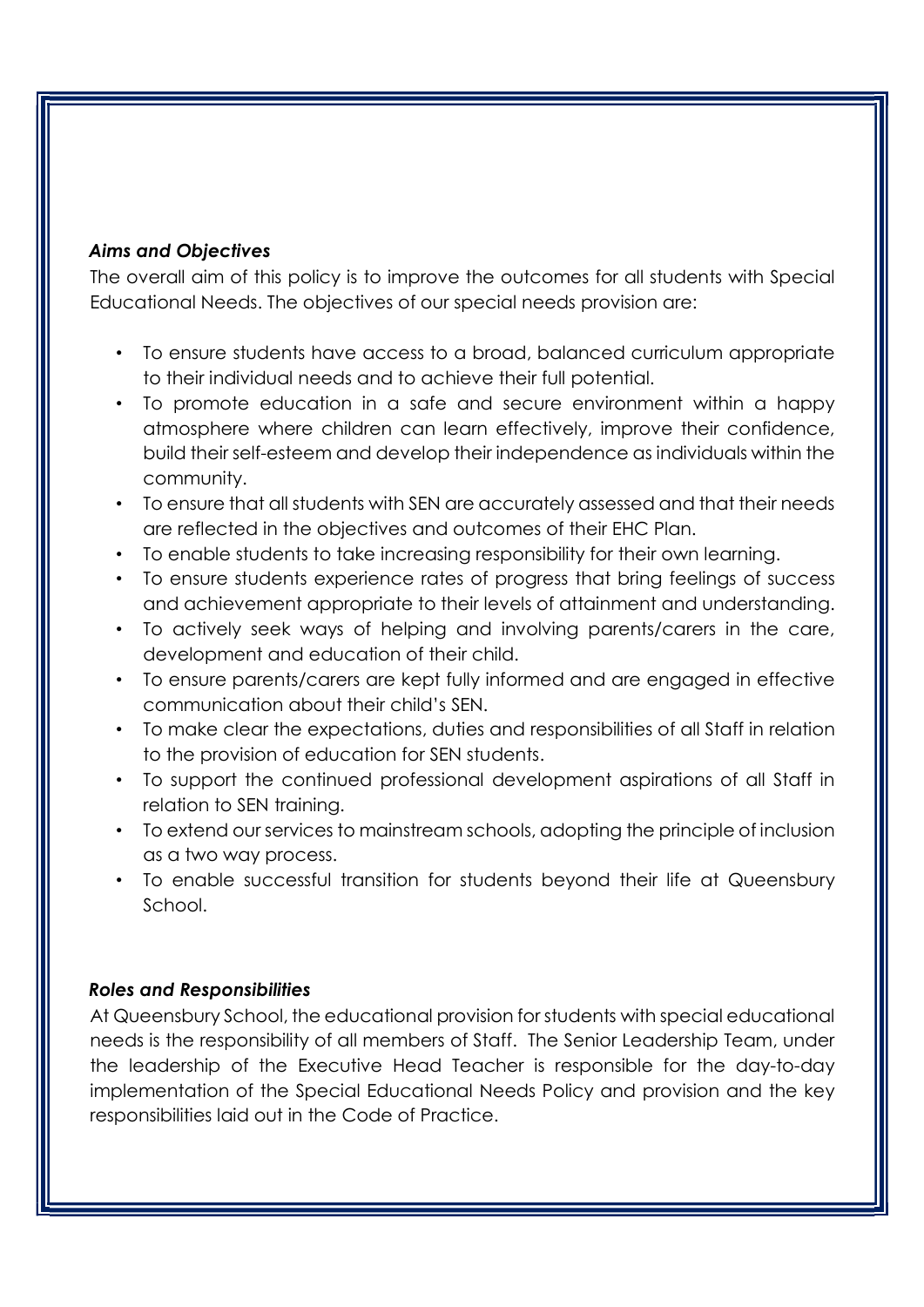***Aims and Objectives***

The overall aim of this policy is to improve the outcomes for all students with Special Educational Needs. The objectives of our special needs provision are:

- To ensure students have access to a broad, balanced curriculum appropriate to their individual needs and to achieve their full potential.
- To promote education in a safe and secure environment within a happy atmosphere where children can learn effectively, improve their confidence, build their self-esteem and develop their independence as individuals within the community.
- To ensure that all students with SEN are accurately assessed and that their needs are reflected in the objectives and outcomes of their EHC Plan.
- To enable students to take increasing responsibility for their own learning.
- To ensure students experience rates of progress that bring feelings of success and achievement appropriate to their levels of attainment and understanding.
- To actively seek ways of helping and involving parents/carers in the care, development and education of their child.
- To ensure parents/carers are kept fully informed and are engaged in effective communication about their child's SEN.
- To make clear the expectations, duties and responsibilities of all Staff in relation to the provision of education for SEN students.
- To support the continued professional development aspirations of all Staff in relation to SEN training.
- To extend our services to mainstream schools, adopting the principle of inclusion as a two way process.
- To enable successful transition for students beyond their life at Queensbury School.

***Roles and Responsibilities***

At Queensbury School, the educational provision for students with special educational needs is the responsibility of all members of Staff. The Senior Leadership Team, under the leadership of the Executive Head Teacher is responsible for the day-to-day implementation of the Special Educational Needs Policy and provision and the key responsibilities laid out in the Code of Practice.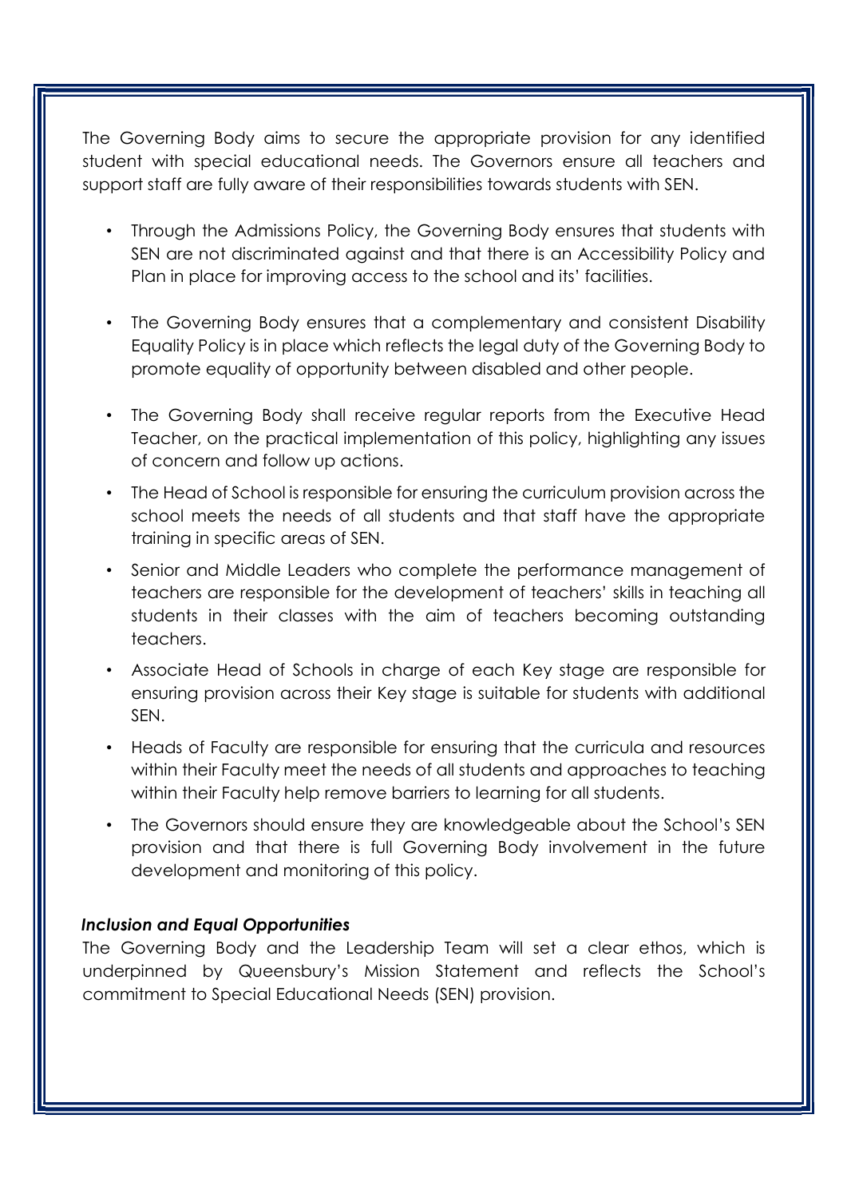The Governing Body aims to secure the appropriate provision for any identified student with special educational needs. The Governors ensure all teachers and support staff are fully aware of their responsibilities towards students with SEN.

- Through the Admissions Policy, the Governing Body ensures that students with SEN are not discriminated against and that there is an Accessibility Policy and Plan in place for improving access to the school and its' facilities.
- The Governing Body ensures that a complementary and consistent Disability Equality Policy is in place which reflects the legal duty of the Governing Body to promote equality of opportunity between disabled and other people.
- The Governing Body shall receive regular reports from the Executive Head Teacher, on the practical implementation of this policy, highlighting any issues of concern and follow up actions.
- The Head of School is responsible for ensuring the curriculum provision across the school meets the needs of all students and that staff have the appropriate training in specific areas of SEN.
- Senior and Middle Leaders who complete the performance management of teachers are responsible for the development of teachers' skills in teaching all students in their classes with the aim of teachers becoming outstanding teachers.
- Associate Head of Schools in charge of each Key stage are responsible for ensuring provision across their Key stage is suitable for students with additional SEN.
- Heads of Faculty are responsible for ensuring that the curricula and resources within their Faculty meet the needs of all students and approaches to teaching within their Faculty help remove barriers to learning for all students.
- The Governors should ensure they are knowledgeable about the School's SEN provision and that there is full Governing Body involvement in the future development and monitoring of this policy.

***Inclusion and Equal Opportunities***

The Governing Body and the Leadership Team will set a clear ethos, which is underpinned by Queensbury's Mission Statement and reflects the School's commitment to Special Educational Needs (SEN) provision.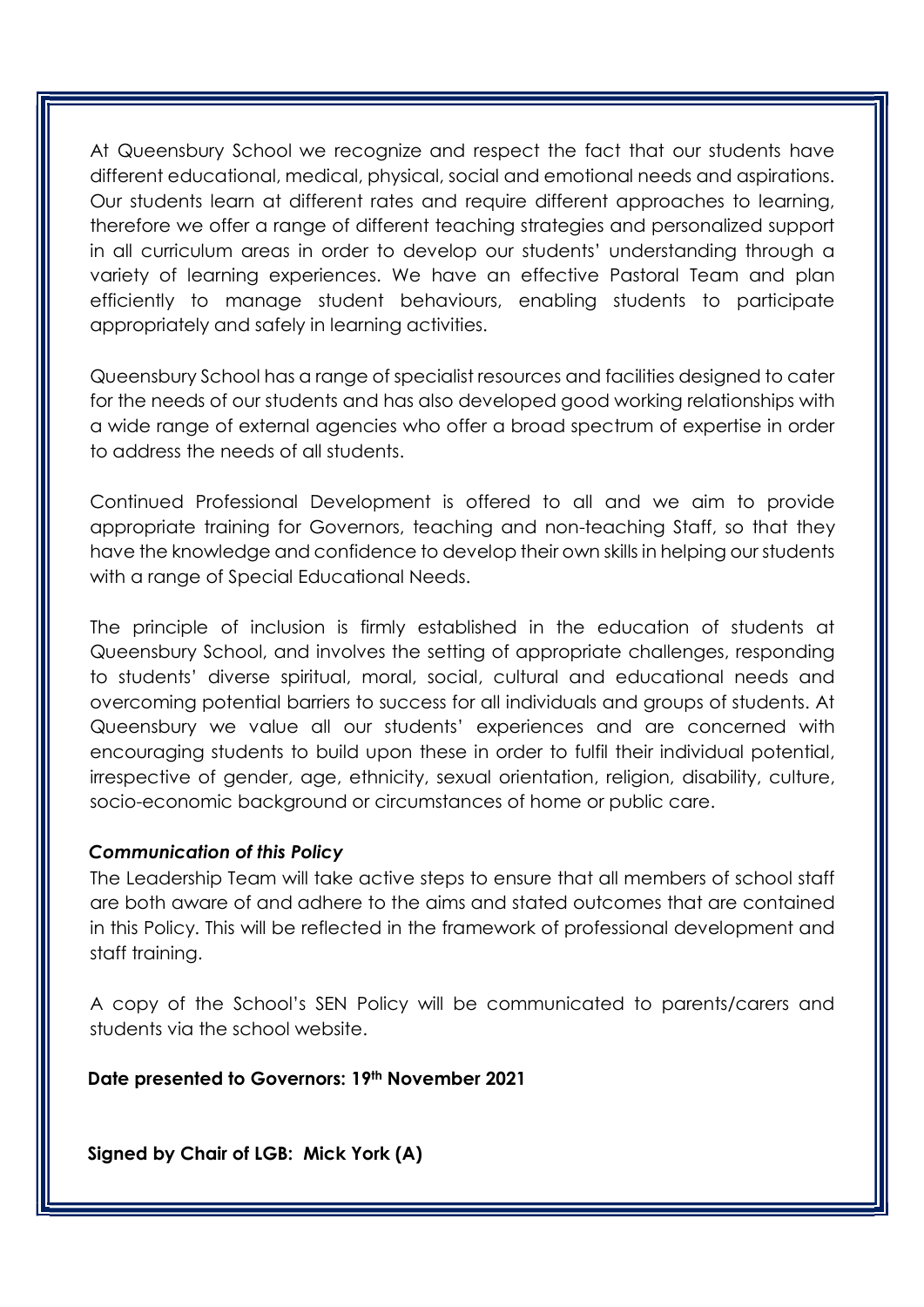At Queensbury School we recognize and respect the fact that our students have different educational, medical, physical, social and emotional needs and aspirations. Our students learn at different rates and require different approaches to learning, therefore we offer a range of different teaching strategies and personalized support in all curriculum areas in order to develop our students' understanding through a variety of learning experiences. We have an effective Pastoral Team and plan efficiently to manage student behaviours, enabling students to participate appropriately and safely in learning activities.

Queensbury School has a range of specialist resources and facilities designed to cater for the needs of our students and has also developed good working relationships with a wide range of external agencies who offer a broad spectrum of expertise in order to address the needs of all students.

Continued Professional Development is offered to all and we aim to provide appropriate training for Governors, teaching and non-teaching Staff, so that they have the knowledge and confidence to develop their own skills in helping our students with a range of Special Educational Needs.

The principle of inclusion is firmly established in the education of students at Queensbury School, and involves the setting of appropriate challenges, responding to students' diverse spiritual, moral, social, cultural and educational needs and overcoming potential barriers to success for all individuals and groups of students. At Queensbury we value all our students' experiences and are concerned with encouraging students to build upon these in order to fulfil their individual potential, irrespective of gender, age, ethnicity, sexual orientation, religion, disability, culture, socio-economic background or circumstances of home or public care.

***Communication of this Policy***

The Leadership Team will take active steps to ensure that all members of school staff are both aware of and adhere to the aims and stated outcomes that are contained in this Policy. This will be reflected in the framework of professional development and staff training.

A copy of the School's SEN Policy will be communicated to parents/carers and students via the school website.

**Date presented to Governors: 19th November 2021**

**Signed by Chair of LGB: Mick York (A)**